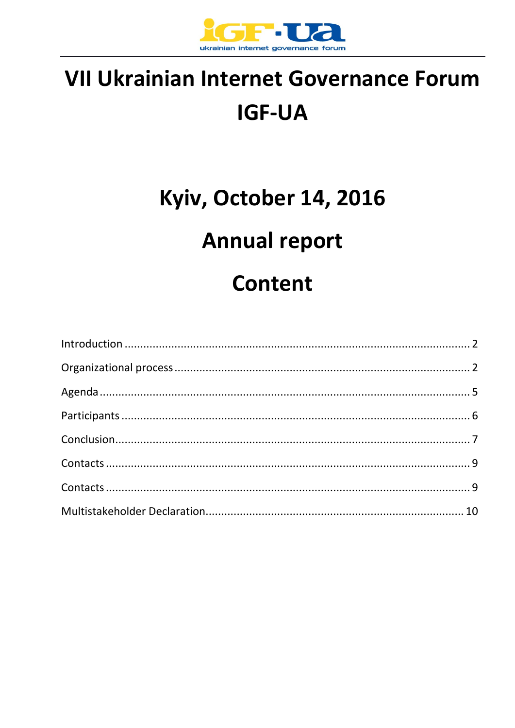# VII Ukrainian Internet Governance Forum IGF-UA

## Kyiv, October 14, 2016

## Annual report

## Content

Introduction ........................................................................................................ 2

Organizational process ....................................................................................... 2

Agenda ............................................................................................................... 5

Participants ......................................................................................................... 6

Conclusion .......................................................................................................... 7

Contacts .............................................................................................................. 9

Contacts .............................................................................................................. 9

Multistakeholder Declaration ............................................................................ 10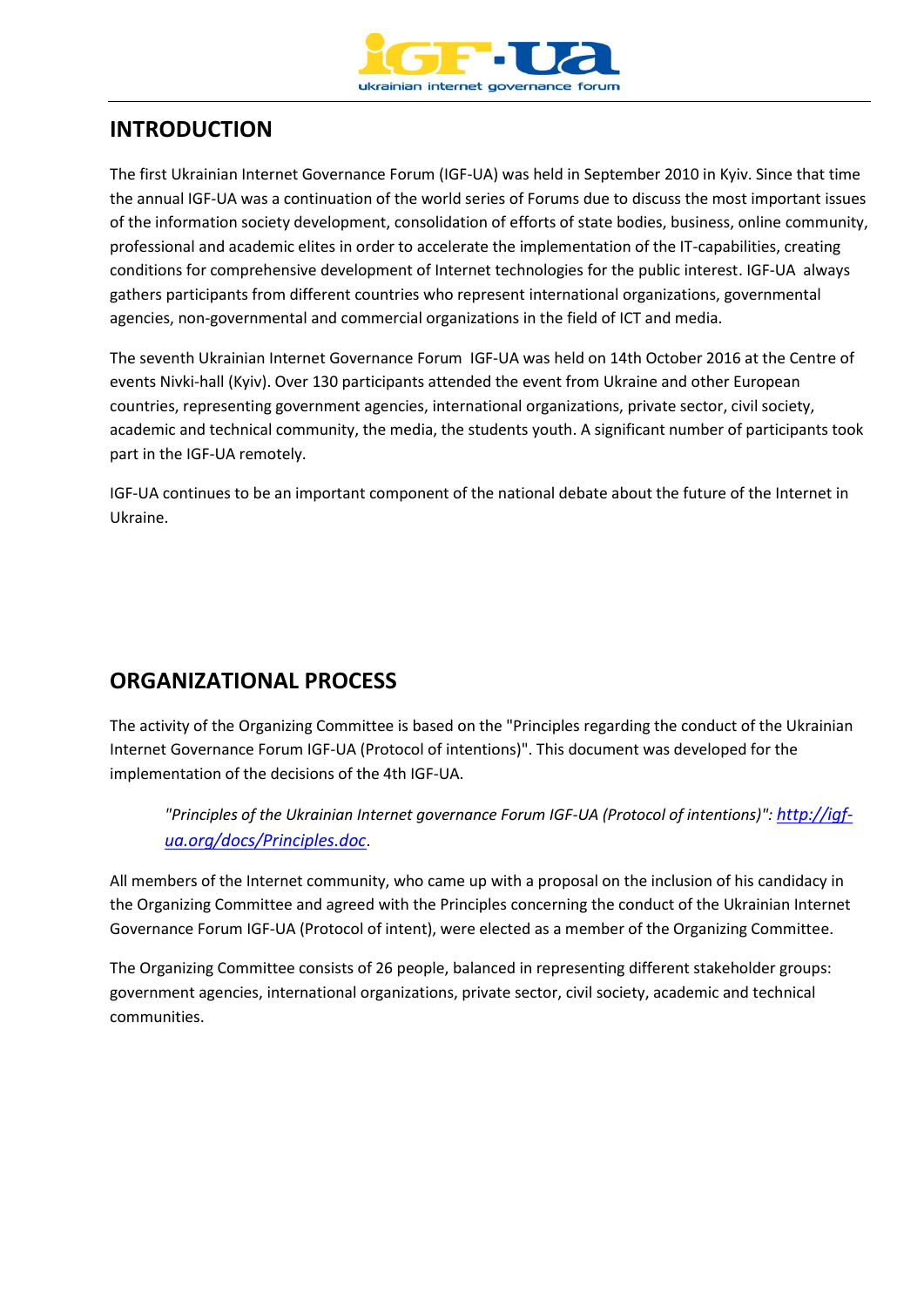## INTRODUCTION

The first Ukrainian Internet Governance Forum (IGF-UA) was held in September 2010 in Kyiv. Since that time the annual IGF-UA was a continuation of the world series of Forums due to discuss the most important issues of the information society development, consolidation of efforts of state bodies, business, online community, professional and academic elites in order to accelerate the implementation of the IT-capabilities, creating conditions for comprehensive development of Internet technologies for the public interest. IGF-UA always gathers participants from different countries who represent international organizations, governmental agencies, non-governmental and commercial organizations in the field of ICT and media.

The seventh Ukrainian Internet Governance Forum IGF-UA was held on 14th October 2016 at the Centre of events Nivki-hall (Kyiv). Over 130 participants attended the event from Ukraine and other European countries, representing government agencies, international organizations, private sector, civil society, academic and technical community, the media, the students youth. A significant number of participants took part in the IGF-UA remotely.

IGF-UA continues to be an important component of the national debate about the future of the Internet in Ukraine.

## ORGANIZATIONAL PROCESS

The activity of the Organizing Committee is based on the "Principles regarding the conduct of the Ukrainian Internet Governance Forum IGF-UA (Protocol of intentions)". This document was developed for the implementation of the decisions of the 4th IGF-UA.

> *"Principles of the Ukrainian Internet governance Forum IGF-UA (Protocol of intentions)":* [http://igf-ua.org/docs/Principles.doc](http://igf-ua.org/docs/Principles.doc).

All members of the Internet community, who came up with a proposal on the inclusion of his candidacy in the Organizing Committee and agreed with the Principles concerning the conduct of the Ukrainian Internet Governance Forum IGF-UA (Protocol of intent), were elected as a member of the Organizing Committee.

The Organizing Committee consists of 26 people, balanced in representing different stakeholder groups: government agencies, international organizations, private sector, civil society, academic and technical communities.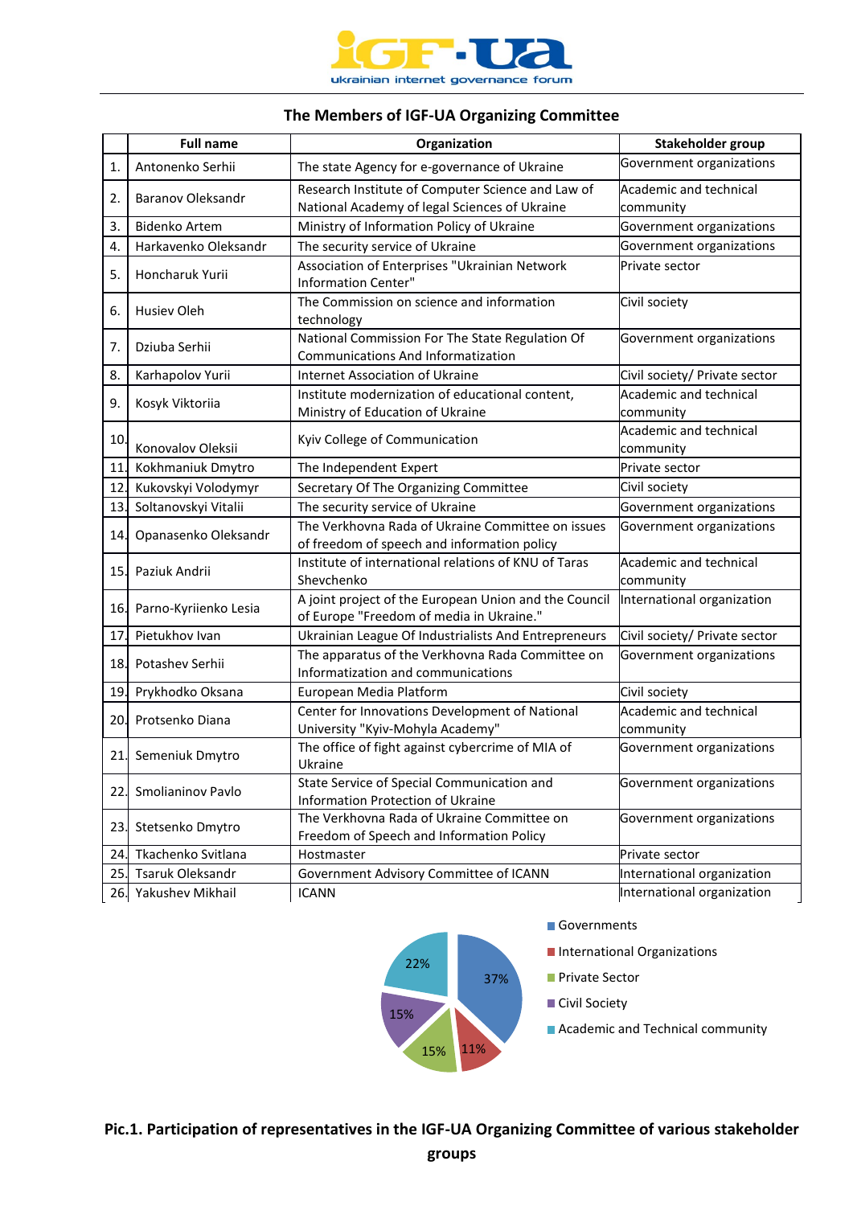## The Members of IGF-UA Organizing Committee

| | Full name | Organization | Stakeholder group |
|---|---|---|---|
| 1. | Antonenko Serhii | The state Agency for e-governance of Ukraine | Government organizations |
| 2. | Baranov Oleksandr | Research Institute of Computer Science and Law of National Academy of legal Sciences of Ukraine | Academic and technical community |
| 3. | Bidenko Artem | Ministry of Information Policy of Ukraine | Government organizations |
| 4. | Harkavenko Oleksandr | The security service of Ukraine | Government organizations |
| 5. | Honcharuk Yurii | Association of Enterprises "Ukrainian Network Information Center" | Private sector |
| 6. | Husiev Oleh | The Commission on science and information technology | Civil society |
| 7. | Dziuba Serhii | National Commission For The State Regulation Of Communications And Informatization | Government organizations |
| 8. | Karhapolov Yurii | Internet Association of Ukraine | Civil society/ Private sector |
| 9. | Kosyk Viktoriia | Institute modernization of educational content, Ministry of Education of Ukraine | Academic and technical community |
| 10. | Konovalov Oleksii | Kyiv College of Communication | Academic and technical community |
| 11. | Kokhmaniuk Dmytro | The Independent Expert | Private sector |
| 12. | Kukovskyi Volodymyr | Secretary Of The Organizing Committee | Civil society |
| 13. | Soltanovskyi Vitalii | The security service of Ukraine | Government organizations |
| 14. | Opanasenko Oleksandr | The Verkhovna Rada of Ukraine Committee on issues of freedom of speech and information policy | Government organizations |
| 15. | Paziuk Andrii | Institute of international relations of KNU of Taras Shevchenko | Academic and technical community |
| 16. | Parno-Kyriienko Lesia | A joint project of the European Union and the Council of Europe "Freedom of media in Ukraine." | International organization |
| 17. | Pietukhov Ivan | Ukrainian League Of Industrialists And Entrepreneurs | Civil society/ Private sector |
| 18. | Potashev Serhii | The apparatus of the Verkhovna Rada Committee on Informatization and communications | Government organizations |
| 19. | Prykhodko Oksana | European Media Platform | Civil society |
| 20. | Protsenko Diana | Center for Innovations Development of National University "Kyiv-Mohyla Academy" | Academic and technical community |
| 21. | Semeniuk Dmytro | The office of fight against cybercrime of MIA of Ukraine | Government organizations |
| 22. | Smolianinov Pavlo | State Service of Special Communication and Information Protection of Ukraine | Government organizations |
| 23. | Stetsenko Dmytro | The Verkhovna Rada of Ukraine Committee on Freedom of Speech and Information Policy | Government organizations |
| 24. | Tkachenko Svitlana | Hostmaster | Private sector |
| 25. | Tsaruk Oleksandr | Government Advisory Committee of ICANN | International organization |
| 26. | Yakushev Mikhail | ICANN | International organization |

| Stakeholder group | Share |
|---|---|
| Governments | 37% |
| International Organizations | 11% |
| Private Sector | 15% |
| Civil Society | 15% |
| Academic and Technical community | 22% |

**Pic.1. Participation of representatives in the IGF-UA Organizing Committee of various stakeholder groups**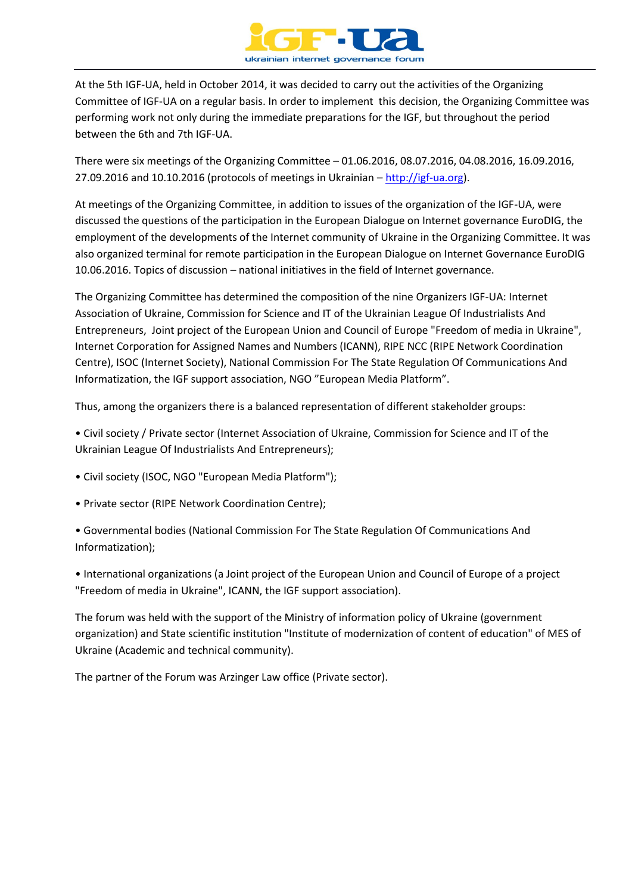At the 5th IGF-UA, held in October 2014, it was decided to carry out the activities of the Organizing Committee of IGF-UA on a regular basis. In order to implement this decision, the Organizing Committee was performing work not only during the immediate preparations for the IGF, but throughout the period between the 6th and 7th IGF-UA.

There were six meetings of the Organizing Committee – 01.06.2016, 08.07.2016, 04.08.2016, 16.09.2016, 27.09.2016 and 10.10.2016 (protocols of meetings in Ukrainian – http://igf-ua.org).

At meetings of the Organizing Committee, in addition to issues of the organization of the IGF-UA, were discussed the questions of the participation in the European Dialogue on Internet governance EuroDIG, the employment of the developments of the Internet community of Ukraine in the Organizing Committee. It was also organized terminal for remote participation in the European Dialogue on Internet Governance EuroDIG 10.06.2016. Topics of discussion – national initiatives in the field of Internet governance.

The Organizing Committee has determined the composition of the nine Organizers IGF-UA: Internet Association of Ukraine, Commission for Science and IT of the Ukrainian League Of Industrialists And Entrepreneurs, Joint project of the European Union and Council of Europe "Freedom of media in Ukraine", Internet Corporation for Assigned Names and Numbers (ICANN), RIPE NCC (RIPE Network Coordination Centre), ISOC (Internet Society), National Commission For The State Regulation Of Communications And Informatization, the IGF support association, NGO "European Media Platform".

Thus, among the organizers there is a balanced representation of different stakeholder groups:

- Civil society / Private sector (Internet Association of Ukraine, Commission for Science and IT of the Ukrainian League Of Industrialists And Entrepreneurs);
- Civil society (ISOC, NGO "European Media Platform");
- Private sector (RIPE Network Coordination Centre);
- Governmental bodies (National Commission For The State Regulation Of Communications And Informatization);
- International organizations (a Joint project of the European Union and Council of Europe of a project "Freedom of media in Ukraine", ICANN, the IGF support association).

The forum was held with the support of the Ministry of information policy of Ukraine (government organization) and State scientific institution "Institute of modernization of content of education" of MES of Ukraine (Academic and technical community).

The partner of the Forum was Arzinger Law office (Private sector).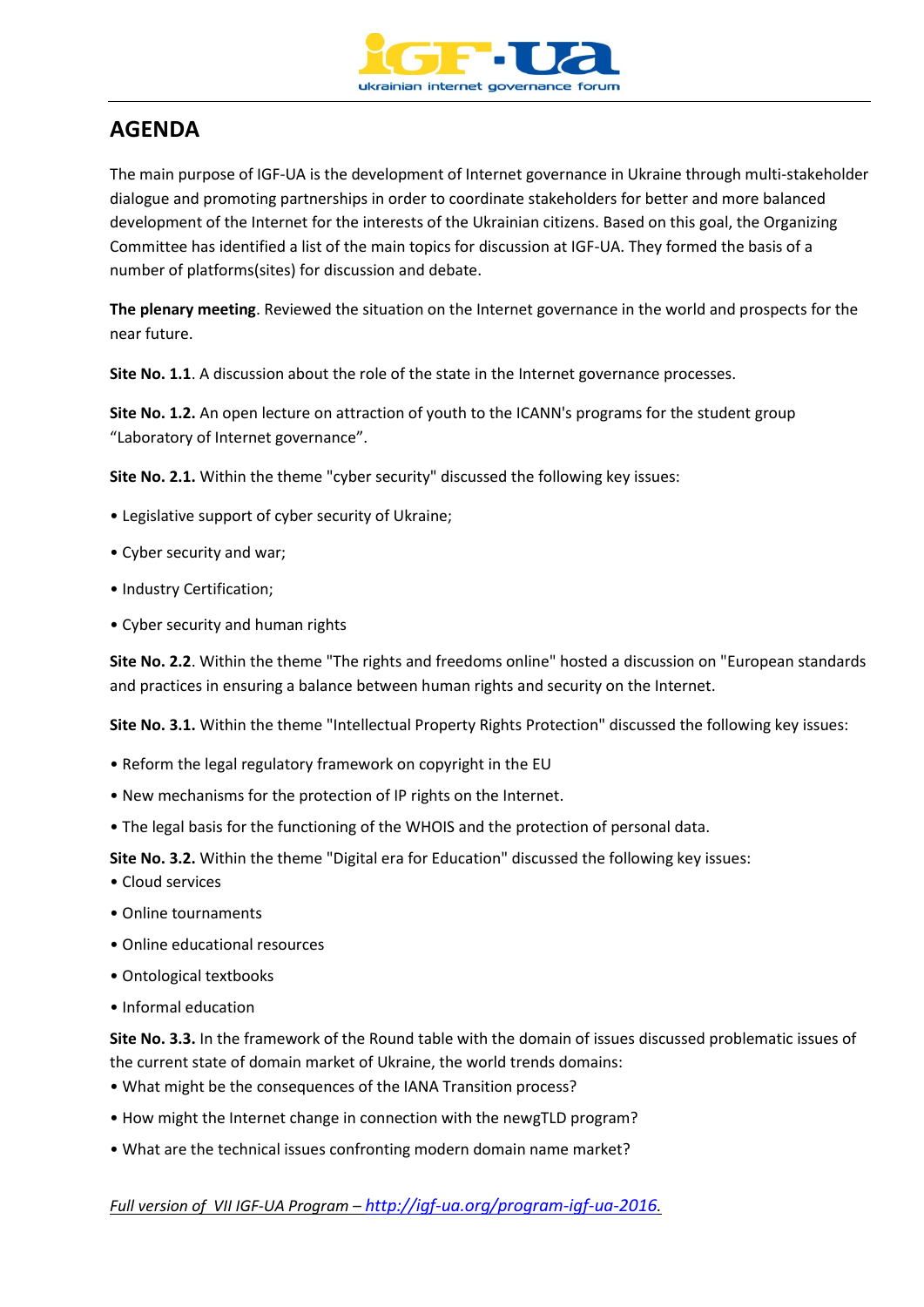## AGENDA

The main purpose of IGF-UA is the development of Internet governance in Ukraine through multi-stakeholder dialogue and promoting partnerships in order to coordinate stakeholders for better and more balanced development of the Internet for the interests of the Ukrainian citizens. Based on this goal, the Organizing Committee has identified a list of the main topics for discussion at IGF-UA. They formed the basis of a number of platforms(sites) for discussion and debate.

**The plenary meeting**. Reviewed the situation on the Internet governance in the world and prospects for the near future.

**Site No. 1.1**. A discussion about the role of the state in the Internet governance processes.

**Site No. 1.2.** An open lecture on attraction of youth to the ICANN's programs for the student group "Laboratory of Internet governance".

**Site No. 2.1.** Within the theme "cyber security" discussed the following key issues:

- Legislative support of cyber security of Ukraine;
- Cyber security and war;
- Industry Certification;
- Cyber security and human rights

**Site No. 2.2**. Within the theme "The rights and freedoms online" hosted a discussion on "European standards and practices in ensuring a balance between human rights and security on the Internet.

**Site No. 3.1.** Within the theme "Intellectual Property Rights Protection" discussed the following key issues:

- Reform the legal regulatory framework on copyright in the EU
- New mechanisms for the protection of IP rights on the Internet.
- The legal basis for the functioning of the WHOIS and the protection of personal data.

**Site No. 3.2.** Within the theme "Digital era for Education" discussed the following key issues:

- Cloud services
- Online tournaments
- Online educational resources
- Ontological textbooks
- Informal education

**Site No. 3.3.** In the framework of the Round table with the domain of issues discussed problematic issues of the current state of domain market of Ukraine, the world trends domains:

- What might be the consequences of the IANA Transition process?
- How might the Internet change in connection with the newgTLD program?
- What are the technical issues confronting modern domain name market?

*Full version of VII IGF-UA Program – http://igf-ua.org/program-igf-ua-2016.*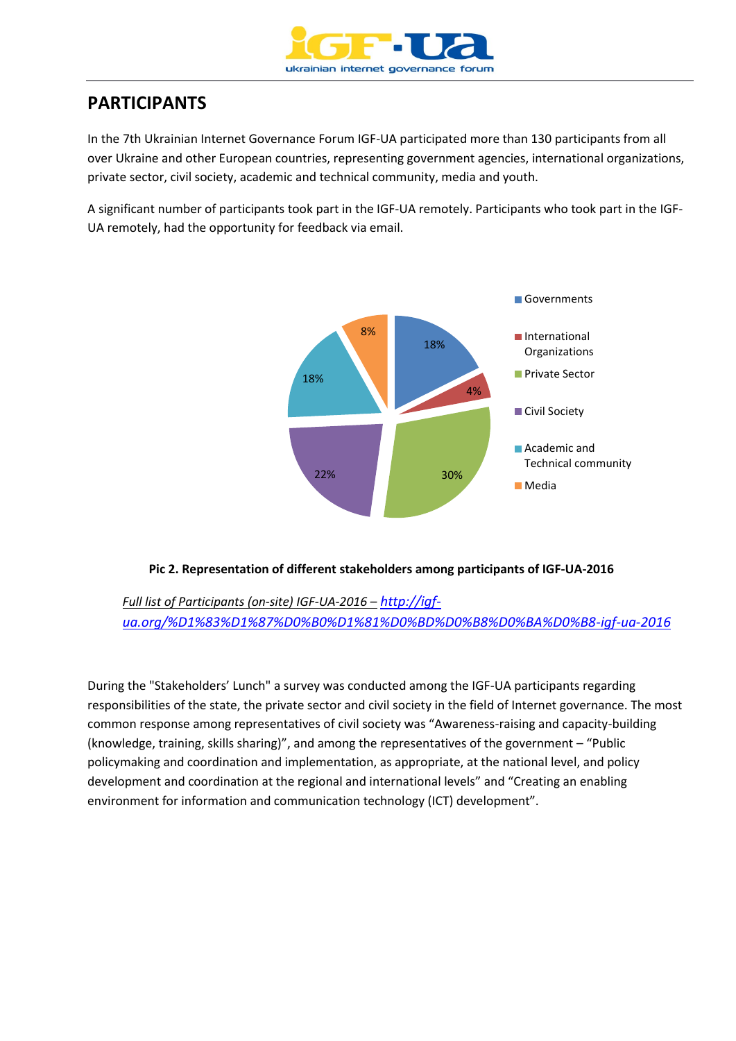## PARTICIPANTS

In the 7th Ukrainian Internet Governance Forum IGF-UA participated more than 130 participants from all over Ukraine and other European countries, representing government agencies, international organizations, private sector, civil society, academic and technical community, media and youth.

A significant number of participants took part in the IGF-UA remotely. Participants who took part in the IGF-UA remotely, had the opportunity for feedback via email.

| Stakeholder | Share |
|---|---|
| Governments | 18% |
| International Organizations | 4% |
| Private Sector | 30% |
| Civil Society | 22% |
| Academic and Technical community | 18% |
| Media | 8% |

**Pic 2. Representation of different stakeholders among participants of IGF-UA-2016**

*Full list of Participants (on-site) IGF-UA-2016 –* [http://igf-ua.org/%D1%83%D1%87%D0%B0%D1%81%D0%BD%D0%B8%D0%BA%D0%B8-igf-ua-2016](http://igf-ua.org/%D1%83%D1%87%D0%B0%D1%81%D0%BD%D0%B8%D0%BA%D0%B8-igf-ua-2016)

During the "Stakeholders' Lunch" a survey was conducted among the IGF-UA participants regarding responsibilities of the state, the private sector and civil society in the field of Internet governance. The most common response among representatives of civil society was "Awareness-raising and capacity-building (knowledge, training, skills sharing)", and among the representatives of the government – "Public policymaking and coordination and implementation, as appropriate, at the national level, and policy development and coordination at the regional and international levels" and "Creating an enabling environment for information and communication technology (ICT) development".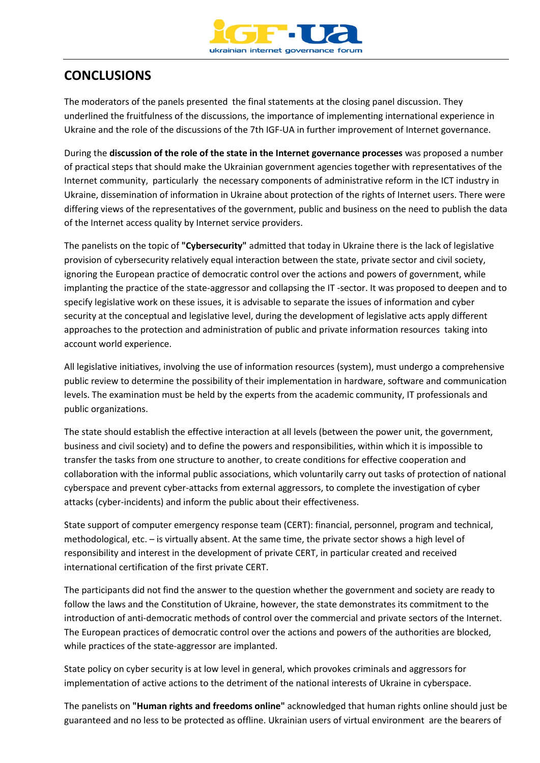## CONCLUSIONS

The moderators of the panels presented the final statements at the closing panel discussion. They underlined the fruitfulness of the discussions, the importance of implementing international experience in Ukraine and the role of the discussions of the 7th IGF-UA in further improvement of Internet governance.

During the **discussion of the role of the state in the Internet governance processes** was proposed a number of practical steps that should make the Ukrainian government agencies together with representatives of the Internet community, particularly the necessary components of administrative reform in the ICT industry in Ukraine, dissemination of information in Ukraine about protection of the rights of Internet users. There were differing views of the representatives of the government, public and business on the need to publish the data of the Internet access quality by Internet service providers.

The panelists on the topic of **"Cybersecurity"** admitted that today in Ukraine there is the lack of legislative provision of cybersecurity relatively equal interaction between the state, private sector and civil society, ignoring the European practice of democratic control over the actions and powers of government, while implanting the practice of the state-aggressor and collapsing the IT -sector. It was proposed to deepen and to specify legislative work on these issues, it is advisable to separate the issues of information and cyber security at the conceptual and legislative level, during the development of legislative acts apply different approaches to the protection and administration of public and private information resources taking into account world experience.

All legislative initiatives, involving the use of information resources (system), must undergo a comprehensive public review to determine the possibility of their implementation in hardware, software and communication levels. The examination must be held by the experts from the academic community, IT professionals and public organizations.

The state should establish the effective interaction at all levels (between the power unit, the government, business and civil society) and to define the powers and responsibilities, within which it is impossible to transfer the tasks from one structure to another, to create conditions for effective cooperation and collaboration with the informal public associations, which voluntarily carry out tasks of protection of national cyberspace and prevent cyber-attacks from external aggressors, to complete the investigation of cyber attacks (cyber-incidents) and inform the public about their effectiveness.

State support of computer emergency response team (CERT): financial, personnel, program and technical, methodological, etc. – is virtually absent. At the same time, the private sector shows a high level of responsibility and interest in the development of private CERT, in particular created and received international certification of the first private CERT.

The participants did not find the answer to the question whether the government and society are ready to follow the laws and the Constitution of Ukraine, however, the state demonstrates its commitment to the introduction of anti-democratic methods of control over the commercial and private sectors of the Internet. The European practices of democratic control over the actions and powers of the authorities are blocked, while practices of the state-aggressor are implanted.

State policy on cyber security is at low level in general, which provokes criminals and aggressors for implementation of active actions to the detriment of the national interests of Ukraine in cyberspace.

The panelists on **"Human rights and freedoms online"** acknowledged that human rights online should just be guaranteed and no less to be protected as offline. Ukrainian users of virtual environment are the bearers of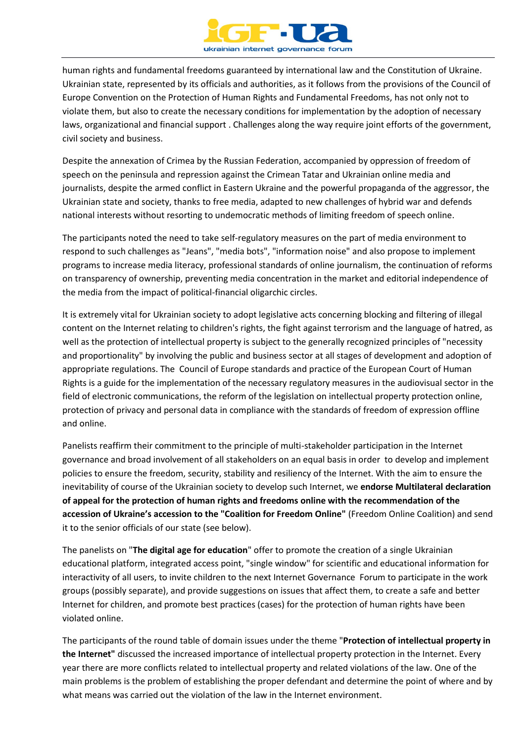human rights and fundamental freedoms guaranteed by international law and the Constitution of Ukraine. Ukrainian state, represented by its officials and authorities, as it follows from the provisions of the Council of Europe Convention on the Protection of Human Rights and Fundamental Freedoms, has not only not to violate them, but also to create the necessary conditions for implementation by the adoption of necessary laws, organizational and financial support . Challenges along the way require joint efforts of the government, civil society and business.

Despite the annexation of Crimea by the Russian Federation, accompanied by oppression of freedom of speech on the peninsula and repression against the Crimean Tatar and Ukrainian online media and journalists, despite the armed conflict in Eastern Ukraine and the powerful propaganda of the aggressor, the Ukrainian state and society, thanks to free media, adapted to new challenges of hybrid war and defends national interests without resorting to undemocratic methods of limiting freedom of speech online.

The participants noted the need to take self-regulatory measures on the part of media environment to respond to such challenges as "Jeans", "media bots", "information noise" and also propose to implement programs to increase media literacy, professional standards of online journalism, the continuation of reforms on transparency of ownership, preventing media concentration in the market and editorial independence of the media from the impact of political-financial oligarchic circles.

It is extremely vital for Ukrainian society to adopt legislative acts concerning blocking and filtering of illegal content on the Internet relating to children's rights, the fight against terrorism and the language of hatred, as well as the protection of intellectual property is subject to the generally recognized principles of "necessity and proportionality" by involving the public and business sector at all stages of development and adoption of appropriate regulations. The Council of Europe standards and practice of the European Court of Human Rights is a guide for the implementation of the necessary regulatory measures in the audiovisual sector in the field of electronic communications, the reform of the legislation on intellectual property protection online, protection of privacy and personal data in compliance with the standards of freedom of expression offline and online.

Panelists reaffirm their commitment to the principle of multi-stakeholder participation in the Internet governance and broad involvement of all stakeholders on an equal basis in order to develop and implement policies to ensure the freedom, security, stability and resiliency of the Internet. With the aim to ensure the inevitability of course of the Ukrainian society to develop such Internet, we **endorse Multilateral declaration of appeal for the protection of human rights and freedoms online with the recommendation of the accession of Ukraine's accession to the "Coalition for Freedom Online"** (Freedom Online Coalition) and send it to the senior officials of our state (see below).

The panelists on "**The digital age for education**" offer to promote the creation of a single Ukrainian educational platform, integrated access point, "single window" for scientific and educational information for interactivity of all users, to invite children to the next Internet Governance Forum to participate in the work groups (possibly separate), and provide suggestions on issues that affect them, to create a safe and better Internet for children, and promote best practices (cases) for the protection of human rights have been violated online.

The participants of the round table of domain issues under the theme "**Protection of intellectual property in the Internet"** discussed the increased importance of intellectual property protection in the Internet. Every year there are more conflicts related to intellectual property and related violations of the law. One of the main problems is the problem of establishing the proper defendant and determine the point of where and by what means was carried out the violation of the law in the Internet environment.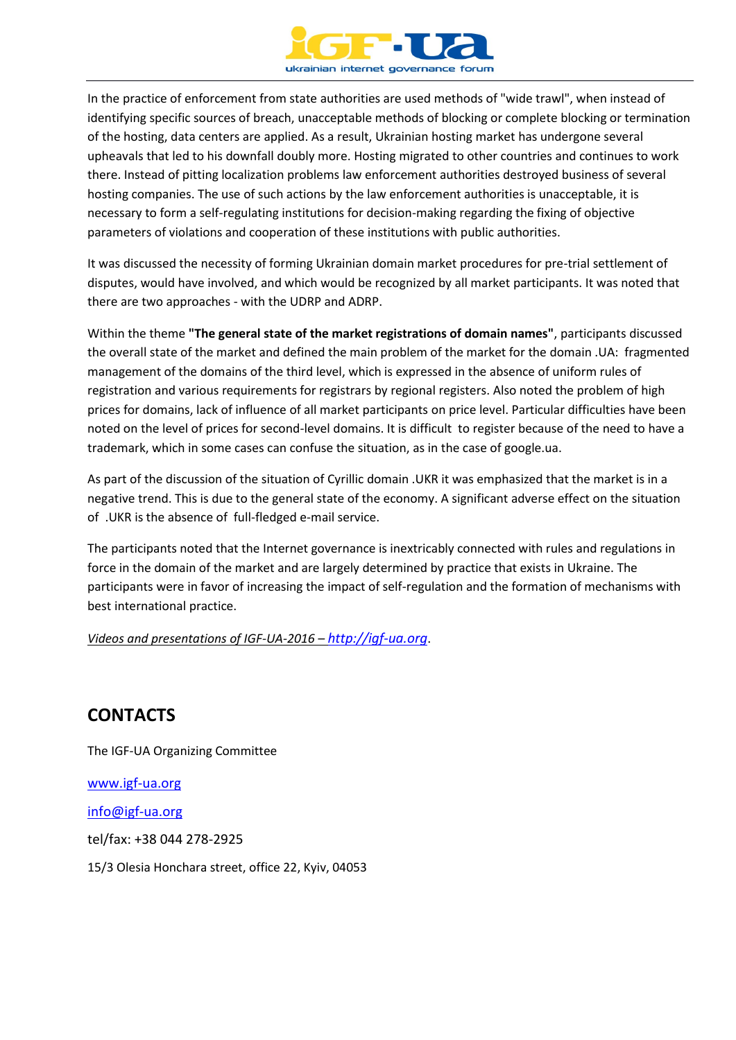In the practice of enforcement from state authorities are used methods of "wide trawl", when instead of identifying specific sources of breach, unacceptable methods of blocking or complete blocking or termination of the hosting, data centers are applied. As a result, Ukrainian hosting market has undergone several upheavals that led to his downfall doubly more. Hosting migrated to other countries and continues to work there. Instead of pitting localization problems law enforcement authorities destroyed business of several hosting companies. The use of such actions by the law enforcement authorities is unacceptable, it is necessary to form a self-regulating institutions for decision-making regarding the fixing of objective parameters of violations and cooperation of these institutions with public authorities.

It was discussed the necessity of forming Ukrainian domain market procedures for pre-trial settlement of disputes, would have involved, and which would be recognized by all market participants. It was noted that there are two approaches - with the UDRP and ADRP.

Within the theme **"The general state of the market registrations of domain names"**, participants discussed the overall state of the market and defined the main problem of the market for the domain .UA: fragmented management of the domains of the third level, which is expressed in the absence of uniform rules of registration and various requirements for registrars by regional registers. Also noted the problem of high prices for domains, lack of influence of all market participants on price level. Particular difficulties have been noted on the level of prices for second-level domains. It is difficult to register because of the need to have a trademark, which in some cases can confuse the situation, as in the case of google.ua.

As part of the discussion of the situation of Cyrillic domain .UKR it was emphasized that the market is in a negative trend. This is due to the general state of the economy. A significant adverse effect on the situation of .UKR is the absence of full-fledged e-mail service.

The participants noted that the Internet governance is inextricably connected with rules and regulations in force in the domain of the market and are largely determined by practice that exists in Ukraine. The participants were in favor of increasing the impact of self-regulation and the formation of mechanisms with best international practice.

*Videos and presentations of IGF-UA-2016 – http://igf-ua.org*.

## CONTACTS

The IGF-UA Organizing Committee

www.igf-ua.org

info@igf-ua.org

tel/fax: +38 044 278-2925

15/3 Olesia Honchara street, office 22, Kyiv, 04053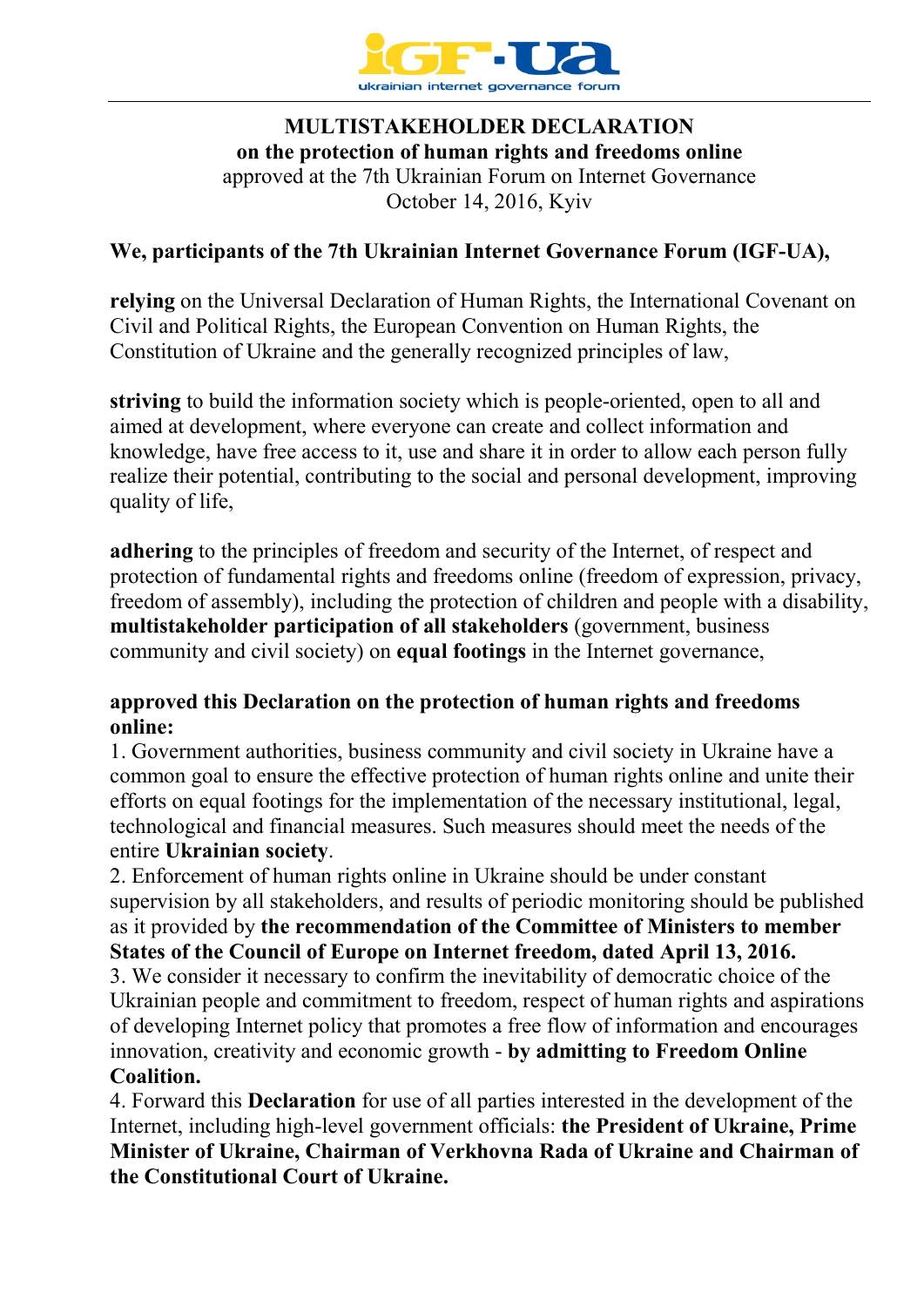**MULTISTAKEHOLDER DECLARATION**
**on the protection of human rights and freedoms online**
approved at the 7th Ukrainian Forum on Internet Governance
October 14, 2016, Kyiv

**We, participants of the 7th Ukrainian Internet Governance Forum (IGF-UA),**

**relying** on the Universal Declaration of Human Rights, the International Covenant on Civil and Political Rights, the European Convention on Human Rights, the Constitution of Ukraine and the generally recognized principles of law,

**striving** to build the information society which is people-oriented, open to all and aimed at development, where everyone can create and collect information and knowledge, have free access to it, use and share it in order to allow each person fully realize their potential, contributing to the social and personal development, improving quality of life,

**adhering** to the principles of freedom and security of the Internet, of respect and protection of fundamental rights and freedoms online (freedom of expression, privacy, freedom of assembly), including the protection of children and people with a disability, **multistakeholder participation of all stakeholders** (government, business community and civil society) on **equal footings** in the Internet governance,

**approved this Declaration on the protection of human rights and freedoms online:**

1. Government authorities, business community and civil society in Ukraine have a common goal to ensure the effective protection of human rights online and unite their efforts on equal footings for the implementation of the necessary institutional, legal, technological and financial measures. Such measures should meet the needs of the entire **Ukrainian society**.
2. Enforcement of human rights online in Ukraine should be under constant supervision by all stakeholders, and results of periodic monitoring should be published as it provided by **the recommendation of the Committee of Ministers to member States of the Council of Europe on Internet freedom, dated April 13, 2016.**
3. We consider it necessary to confirm the inevitability of democratic choice of the Ukrainian people and commitment to freedom, respect of human rights and aspirations of developing Internet policy that promotes a free flow of information and encourages innovation, creativity and economic growth - **by admitting to Freedom Online Coalition.**
4. Forward this **Declaration** for use of all parties interested in the development of the Internet, including high-level government officials: **the President of Ukraine, Prime Minister of Ukraine, Chairman of Verkhovna Rada of Ukraine and Chairman of the Constitutional Court of Ukraine.**